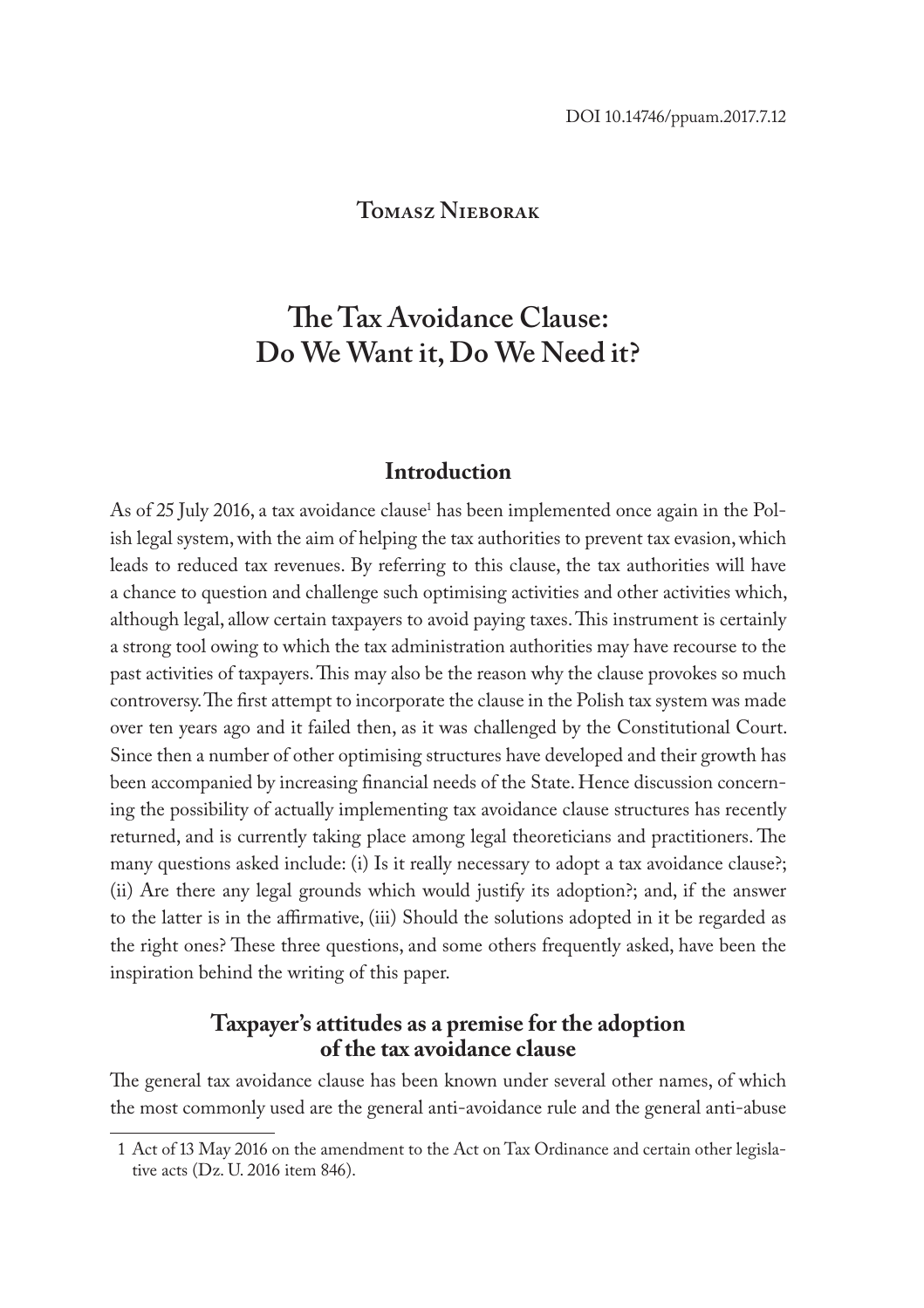DOI 10.14746/ppuam.2017.7.12

**Tomasz Nieborak**

# The Tax Avoidance Clause: Do We Want it, Do We Need it?

## Introduction

As of 25 July 2016, a tax avoidance clause[1] has been implemented once again in the Polish legal system, with the aim of helping the tax authorities to prevent tax evasion, which leads to reduced tax revenues. By referring to this clause, the tax authorities will have a chance to question and challenge such optimising activities and other activities which, although legal, allow certain taxpayers to avoid paying taxes. This instrument is certainly a strong tool owing to which the tax administration authorities may have recourse to the past activities of taxpayers. This may also be the reason why the clause provokes so much controversy. The first attempt to incorporate the clause in the Polish tax system was made over ten years ago and it failed then, as it was challenged by the Constitutional Court. Since then a number of other optimising structures have developed and their growth has been accompanied by increasing financial needs of the State. Hence discussion concerning the possibility of actually implementing tax avoidance clause structures has recently returned, and is currently taking place among legal theoreticians and practitioners. The many questions asked include: (i) Is it really necessary to adopt a tax avoidance clause?; (ii) Are there any legal grounds which would justify its adoption?; and, if the answer to the latter is in the affirmative, (iii) Should the solutions adopted in it be regarded as the right ones? These three questions, and some others frequently asked, have been the inspiration behind the writing of this paper.

## Taxpayer's attitudes as a premise for the adoption of the tax avoidance clause

The general tax avoidance clause has been known under several other names, of which the most commonly used are the general anti-avoidance rule and the general anti-abuse

1 Act of 13 May 2016 on the amendment to the Act on Tax Ordinance and certain other legislative acts (Dz. U. 2016 item 846).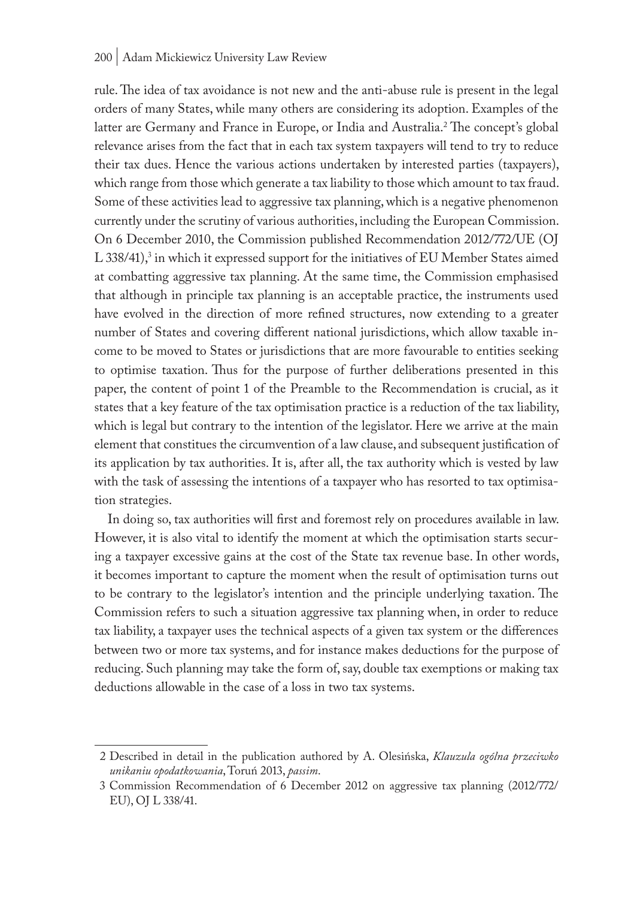rule. The idea of tax avoidance is not new and the anti-abuse rule is present in the legal orders of many States, while many others are considering its adoption. Examples of the latter are Germany and France in Europe, or India and Australia.[2] The concept's global relevance arises from the fact that in each tax system taxpayers will tend to try to reduce their tax dues. Hence the various actions undertaken by interested parties (taxpayers), which range from those which generate a tax liability to those which amount to tax fraud. Some of these activities lead to aggressive tax planning, which is a negative phenomenon currently under the scrutiny of various authorities, including the European Commission. On 6 December 2010, the Commission published Recommendation 2012/772/UE (OJ L 338/41),[3] in which it expressed support for the initiatives of EU Member States aimed at combatting aggressive tax planning. At the same time, the Commission emphasised that although in principle tax planning is an acceptable practice, the instruments used have evolved in the direction of more refined structures, now extending to a greater number of States and covering different national jurisdictions, which allow taxable income to be moved to States or jurisdictions that are more favourable to entities seeking to optimise taxation. Thus for the purpose of further deliberations presented in this paper, the content of point 1 of the Preamble to the Recommendation is crucial, as it states that a key feature of the tax optimisation practice is a reduction of the tax liability, which is legal but contrary to the intention of the legislator. Here we arrive at the main element that constitues the circumvention of a law clause, and subsequent justification of its application by tax authorities. It is, after all, the tax authority which is vested by law with the task of assessing the intentions of a taxpayer who has resorted to tax optimisation strategies.

In doing so, tax authorities will first and foremost rely on procedures available in law. However, it is also vital to identify the moment at which the optimisation starts securing a taxpayer excessive gains at the cost of the State tax revenue base. In other words, it becomes important to capture the moment when the result of optimisation turns out to be contrary to the legislator's intention and the principle underlying taxation. The Commission refers to such a situation aggressive tax planning when, in order to reduce tax liability, a taxpayer uses the technical aspects of a given tax system or the differences between two or more tax systems, and for instance makes deductions for the purpose of reducing. Such planning may take the form of, say, double tax exemptions or making tax deductions allowable in the case of a loss in two tax systems.

---

2 Described in detail in the publication authored by A. Olesińska, *Klauzula ogólna przeciwko unikaniu opodatkowania*, Toruń 2013, *passim*.

3 Commission Recommendation of 6 December 2012 on aggressive tax planning (2012/772/EU), OJ L 338/41.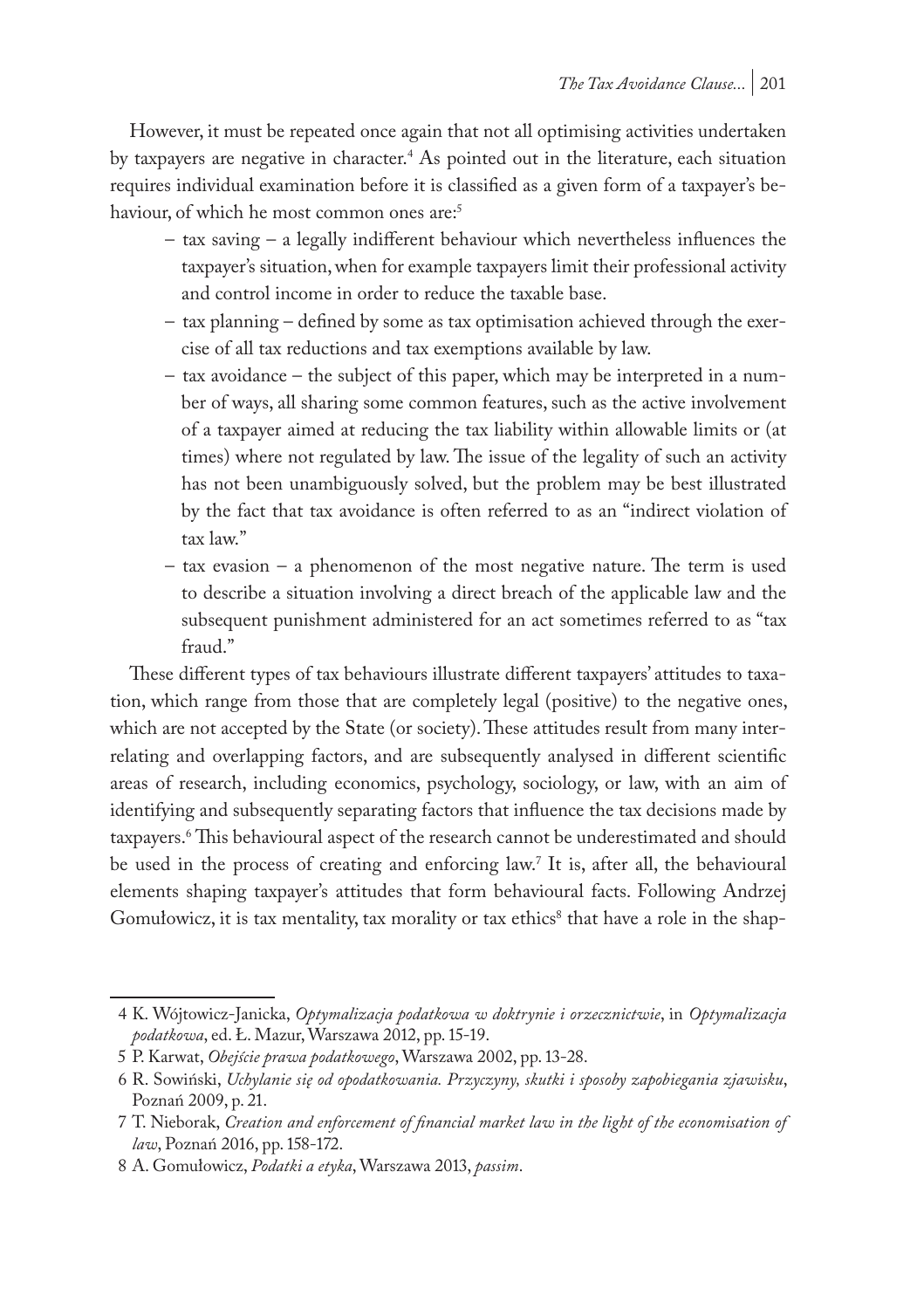However, it must be repeated once again that not all optimising activities undertaken by taxpayers are negative in character.[4] As pointed out in the literature, each situation requires individual examination before it is classified as a given form of a taxpayer's behaviour, of which he most common ones are:[5]

- tax saving – a legally indifferent behaviour which nevertheless influences the taxpayer's situation, when for example taxpayers limit their professional activity and control income in order to reduce the taxable base.
- tax planning – defined by some as tax optimisation achieved through the exercise of all tax reductions and tax exemptions available by law.
- tax avoidance – the subject of this paper, which may be interpreted in a number of ways, all sharing some common features, such as the active involvement of a taxpayer aimed at reducing the tax liability within allowable limits or (at times) where not regulated by law. The issue of the legality of such an activity has not been unambiguously solved, but the problem may be best illustrated by the fact that tax avoidance is often referred to as an "indirect violation of tax law."
- tax evasion – a phenomenon of the most negative nature. The term is used to describe a situation involving a direct breach of the applicable law and the subsequent punishment administered for an act sometimes referred to as "tax fraud."

These different types of tax behaviours illustrate different taxpayers' attitudes to taxation, which range from those that are completely legal (positive) to the negative ones, which are not accepted by the State (or society). These attitudes result from many interrelating and overlapping factors, and are subsequently analysed in different scientific areas of research, including economics, psychology, sociology, or law, with an aim of identifying and subsequently separating factors that influence the tax decisions made by taxpayers.[6] This behavioural aspect of the research cannot be underestimated and should be used in the process of creating and enforcing law.[7] It is, after all, the behavioural elements shaping taxpayer's attitudes that form behavioural facts. Following Andrzej Gomułowicz, it is tax mentality, tax morality or tax ethics[8] that have a role in the shap-

---

4 K. Wójtowicz-Janicka, *Optymalizacja podatkowa w doktrynie i orzecznictwie*, in *Optymalizacja podatkowa*, ed. Ł. Mazur, Warszawa 2012, pp. 15-19.

5 P. Karwat, *Obejście prawa podatkowego*, Warszawa 2002, pp. 13-28.

6 R. Sowiński, *Uchylanie się od opodatkowania. Przyczyny, skutki i sposoby zapobiegania zjawisku*, Poznań 2009, p. 21.

7 T. Nieborak, *Creation and enforcement of financial market law in the light of the economisation of law*, Poznań 2016, pp. 158-172.

8 A. Gomułowicz, *Podatki a etyka*, Warszawa 2013, *passim*.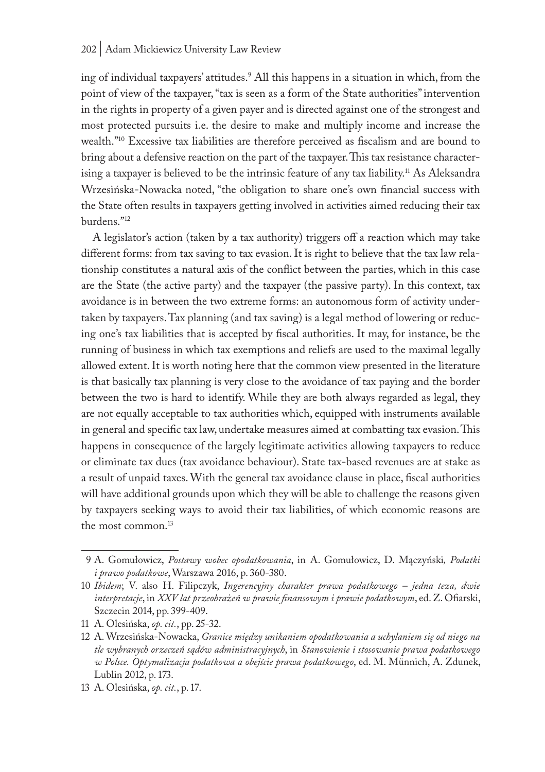ing of individual taxpayers' attitudes.[9] All this happens in a situation in which, from the point of view of the taxpayer, "tax is seen as a form of the State authorities" intervention in the rights in property of a given payer and is directed against one of the strongest and most protected pursuits i.e. the desire to make and multiply income and increase the wealth."[10] Excessive tax liabilities are therefore perceived as fiscalism and are bound to bring about a defensive reaction on the part of the taxpayer. This tax resistance characterising a taxpayer is believed to be the intrinsic feature of any tax liability.[11] As Aleksandra Wrzesińska-Nowacka noted, "the obligation to share one's own financial success with the State often results in taxpayers getting involved in activities aimed reducing their tax burdens."[12]

A legislator's action (taken by a tax authority) triggers off a reaction which may take different forms: from tax saving to tax evasion. It is right to believe that the tax law relationship constitutes a natural axis of the conflict between the parties, which in this case are the State (the active party) and the taxpayer (the passive party). In this context, tax avoidance is in between the two extreme forms: an autonomous form of activity undertaken by taxpayers. Tax planning (and tax saving) is a legal method of lowering or reducing one's tax liabilities that is accepted by fiscal authorities. It may, for instance, be the running of business in which tax exemptions and reliefs are used to the maximal legally allowed extent. It is worth noting here that the common view presented in the literature is that basically tax planning is very close to the avoidance of tax paying and the border between the two is hard to identify. While they are both always regarded as legal, they are not equally acceptable to tax authorities which, equipped with instruments available in general and specific tax law, undertake measures aimed at combatting tax evasion. This happens in consequence of the largely legitimate activities allowing taxpayers to reduce or eliminate tax dues (tax avoidance behaviour). State tax-based revenues are at stake as a result of unpaid taxes. With the general tax avoidance clause in place, fiscal authorities will have additional grounds upon which they will be able to challenge the reasons given by taxpayers seeking ways to avoid their tax liabilities, of which economic reasons are the most common.[13]

---

9 A. Gomułowicz, *Postawy wobec opodatkowania*, in A. Gomułowicz, D. Mączyński*, Podatki i prawo podatkowe*, Warszawa 2016, p. 360-380.

10 *Ibidem*; V. also H. Filipczyk, *Ingerencyjny charakter prawa podatkowego – jedna teza, dwie interpretacje*, in *XXV lat przeobrażeń w prawie finansowym i prawie podatkowym*, ed. Z. Ofiarski, Szczecin 2014, pp. 399-409.

11 A. Olesińska, *op. cit.*, pp. 25-32.

12 A. Wrzesińska-Nowacka, *Granice między unikaniem opodatkowania a uchylaniem się od niego na tle wybranych orzeczeń sądów administracyjnych*, in *Stanowienie i stosowanie prawa podatkowego w Polsce. Optymalizacja podatkowa a obejście prawa podatkowego*, ed. M. Münnich, A. Zdunek, Lublin 2012, p. 173.

13 A. Olesińska, *op. cit.*, p. 17.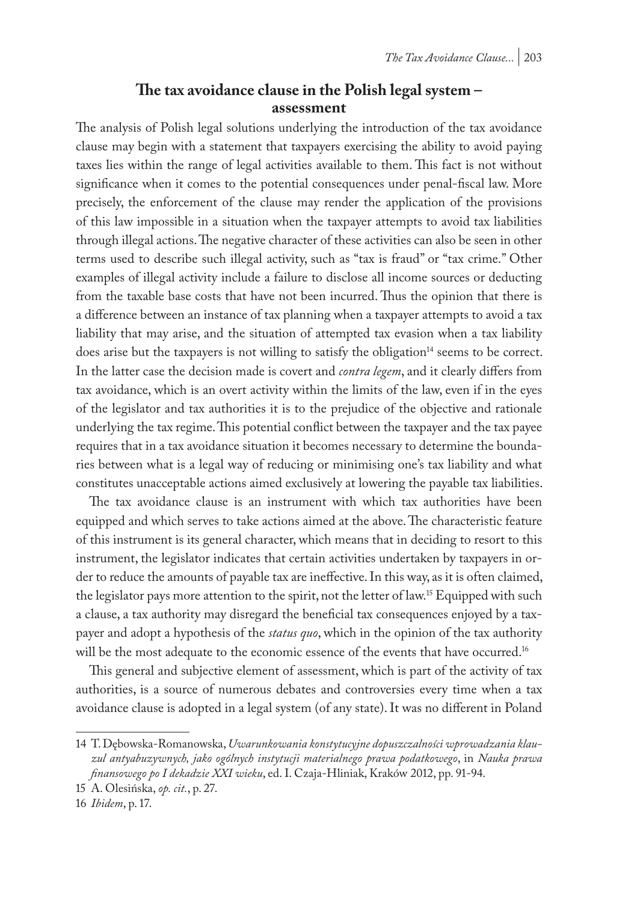## The tax avoidance clause in the Polish legal system – assessment

The analysis of Polish legal solutions underlying the introduction of the tax avoidance clause may begin with a statement that taxpayers exercising the ability to avoid paying taxes lies within the range of legal activities available to them. This fact is not without significance when it comes to the potential consequences under penal-fiscal law. More precisely, the enforcement of the clause may render the application of the provisions of this law impossible in a situation when the taxpayer attempts to avoid tax liabilities through illegal actions. The negative character of these activities can also be seen in other terms used to describe such illegal activity, such as "tax is fraud" or "tax crime." Other examples of illegal activity include a failure to disclose all income sources or deducting from the taxable base costs that have not been incurred. Thus the opinion that there is a difference between an instance of tax planning when a taxpayer attempts to avoid a tax liability that may arise, and the situation of attempted tax evasion when a tax liability does arise but the taxpayers is not willing to satisfy the obligation[14] seems to be correct. In the latter case the decision made is covert and *contra legem*, and it clearly differs from tax avoidance, which is an overt activity within the limits of the law, even if in the eyes of the legislator and tax authorities it is to the prejudice of the objective and rationale underlying the tax regime. This potential conflict between the taxpayer and the tax payee requires that in a tax avoidance situation it becomes necessary to determine the boundaries between what is a legal way of reducing or minimising one's tax liability and what constitutes unacceptable actions aimed exclusively at lowering the payable tax liabilities.

The tax avoidance clause is an instrument with which tax authorities have been equipped and which serves to take actions aimed at the above. The characteristic feature of this instrument is its general character, which means that in deciding to resort to this instrument, the legislator indicates that certain activities undertaken by taxpayers in order to reduce the amounts of payable tax are ineffective. In this way, as it is often claimed, the legislator pays more attention to the spirit, not the letter of law.[15] Equipped with such a clause, a tax authority may disregard the beneficial tax consequences enjoyed by a taxpayer and adopt a hypothesis of the *status quo*, which in the opinion of the tax authority will be the most adequate to the economic essence of the events that have occurred.[16]

This general and subjective element of assessment, which is part of the activity of tax authorities, is a source of numerous debates and controversies every time when a tax avoidance clause is adopted in a legal system (of any state). It was no different in Poland

---

14 T. Dębowska-Romanowska, *Uwarunkowania konstytucyjne dopuszczalności wprowadzania klauzul antyabuzywnych, jako ogólnych instytucji materialnego prawa podatkowego*, in *Nauka prawa finansowego po I dekadzie XXI wieku*, ed. I. Czaja-Hliniak, Kraków 2012, pp. 91-94.

15 A. Olesińska, *op. cit.*, p. 27.

16 *Ibidem*, p. 17.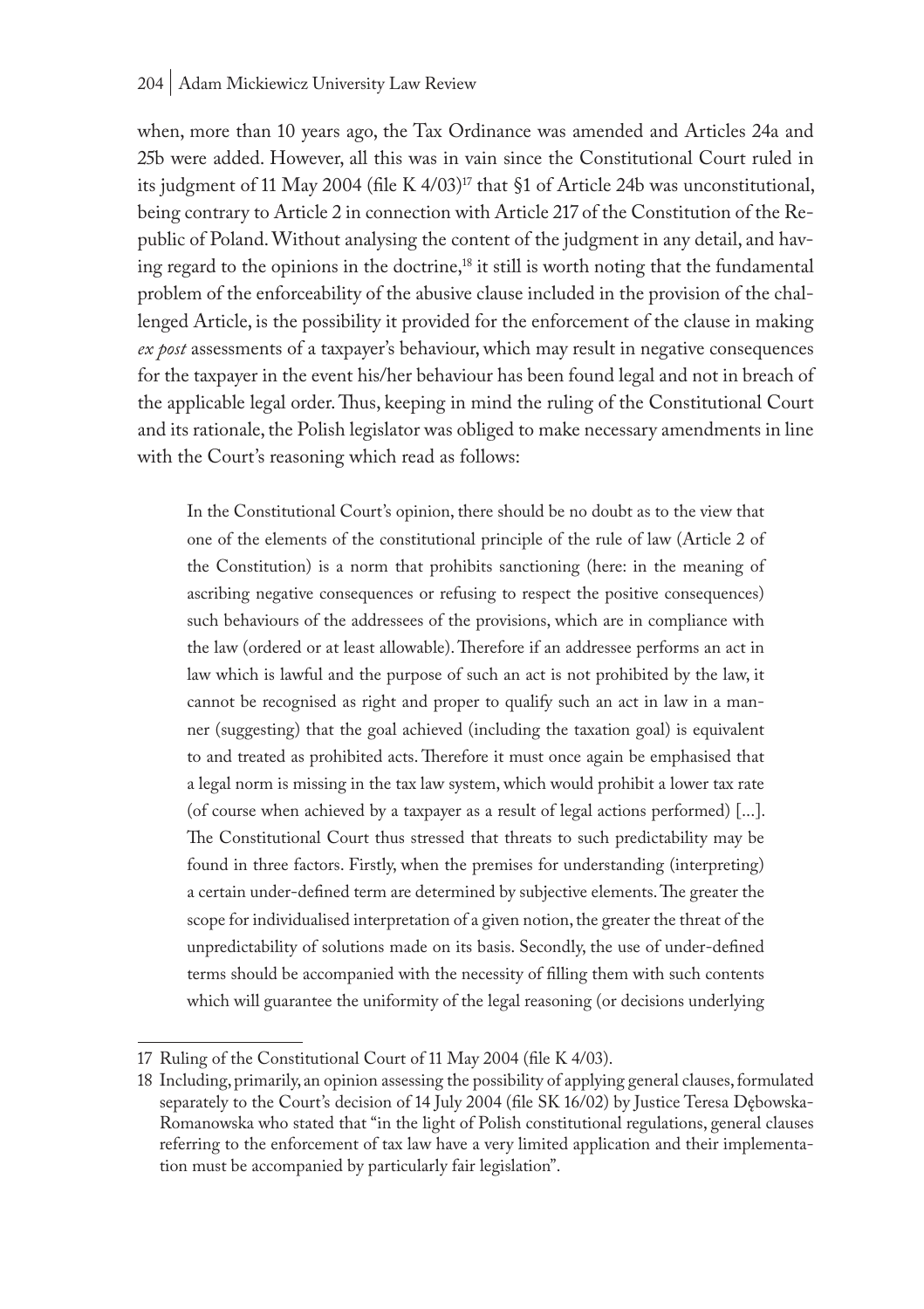when, more than 10 years ago, the Tax Ordinance was amended and Articles 24a and 25b were added. However, all this was in vain since the Constitutional Court ruled in its judgment of 11 May 2004 (file K 4/03)[17] that §1 of Article 24b was unconstitutional, being contrary to Article 2 in connection with Article 217 of the Constitution of the Republic of Poland. Without analysing the content of the judgment in any detail, and having regard to the opinions in the doctrine,[18] it still is worth noting that the fundamental problem of the enforceability of the abusive clause included in the provision of the challenged Article, is the possibility it provided for the enforcement of the clause in making *ex post* assessments of a taxpayer's behaviour, which may result in negative consequences for the taxpayer in the event his/her behaviour has been found legal and not in breach of the applicable legal order. Thus, keeping in mind the ruling of the Constitutional Court and its rationale, the Polish legislator was obliged to make necessary amendments in line with the Court's reasoning which read as follows:

> In the Constitutional Court's opinion, there should be no doubt as to the view that one of the elements of the constitutional principle of the rule of law (Article 2 of the Constitution) is a norm that prohibits sanctioning (here: in the meaning of ascribing negative consequences or refusing to respect the positive consequences) such behaviours of the addressees of the provisions, which are in compliance with the law (ordered or at least allowable). Therefore if an addressee performs an act in law which is lawful and the purpose of such an act is not prohibited by the law, it cannot be recognised as right and proper to qualify such an act in law in a manner (suggesting) that the goal achieved (including the taxation goal) is equivalent to and treated as prohibited acts. Therefore it must once again be emphasised that a legal norm is missing in the tax law system, which would prohibit a lower tax rate (of course when achieved by a taxpayer as a result of legal actions performed) [...]. The Constitutional Court thus stressed that threats to such predictability may be found in three factors. Firstly, when the premises for understanding (interpreting) a certain under-defined term are determined by subjective elements. The greater the scope for individualised interpretation of a given notion, the greater the threat of the unpredictability of solutions made on its basis. Secondly, the use of under-defined terms should be accompanied with the necessity of filling them with such contents which will guarantee the uniformity of the legal reasoning (or decisions underlying

---

17 Ruling of the Constitutional Court of 11 May 2004 (file K 4/03).

18 Including, primarily, an opinion assessing the possibility of applying general clauses, formulated separately to the Court's decision of 14 July 2004 (file SK 16/02) by Justice Teresa Dębowska-Romanowska who stated that "in the light of Polish constitutional regulations, general clauses referring to the enforcement of tax law have a very limited application and their implementation must be accompanied by particularly fair legislation".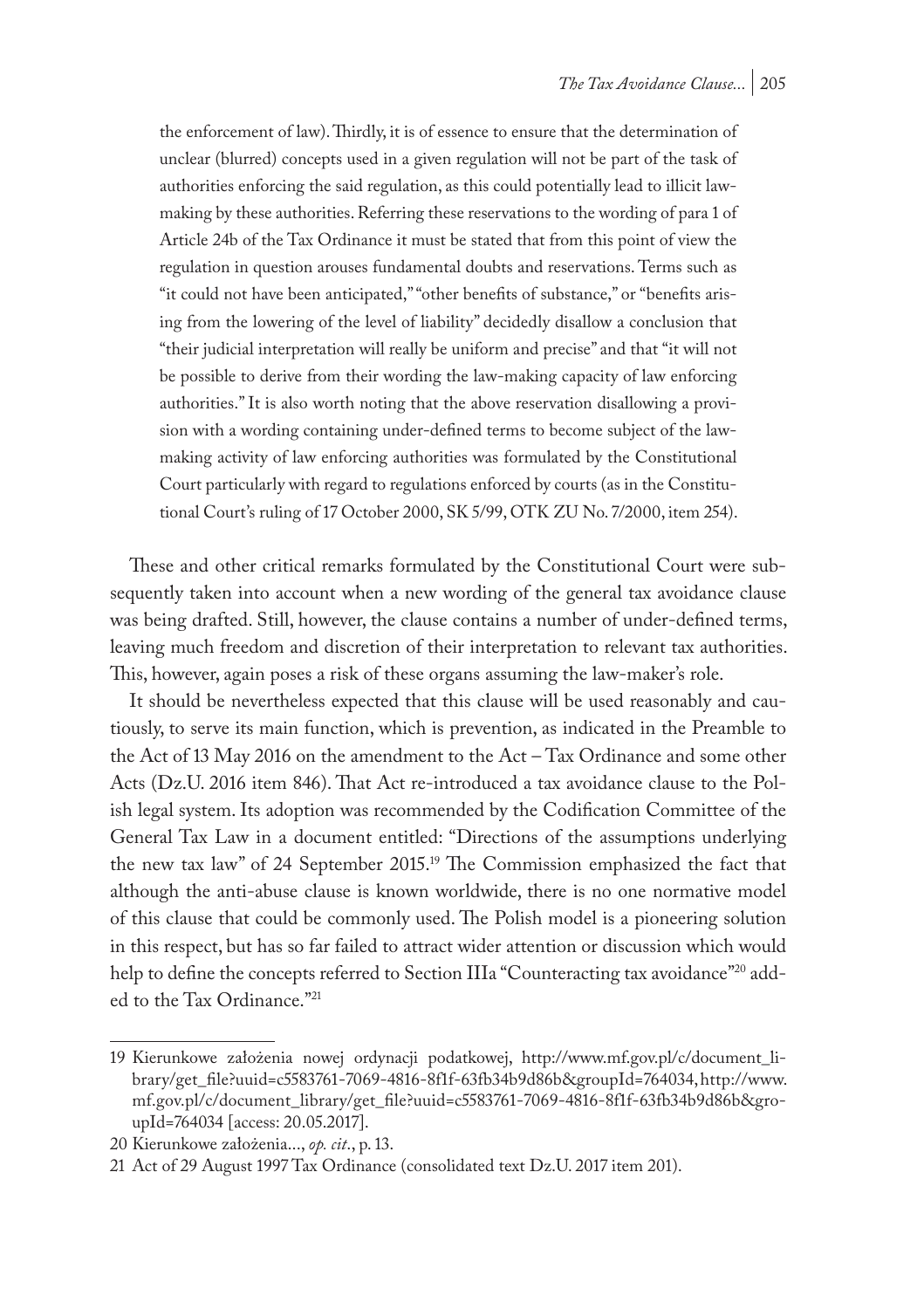> the enforcement of law). Thirdly, it is of essence to ensure that the determination of unclear (blurred) concepts used in a given regulation will not be part of the task of authorities enforcing the said regulation, as this could potentially lead to illicit law-making by these authorities. Referring these reservations to the wording of para 1 of Article 24b of the Tax Ordinance it must be stated that from this point of view the regulation in question arouses fundamental doubts and reservations. Terms such as "it could not have been anticipated," "other benefits of substance," or "benefits arising from the lowering of the level of liability" decidedly disallow a conclusion that "their judicial interpretation will really be uniform and precise" and that "it will not be possible to derive from their wording the law-making capacity of law enforcing authorities." It is also worth noting that the above reservation disallowing a provision with a wording containing under-defined terms to become subject of the law-making activity of law enforcing authorities was formulated by the Constitutional Court particularly with regard to regulations enforced by courts (as in the Constitutional Court's ruling of 17 October 2000, SK 5/99, OTK ZU No. 7/2000, item 254).

These and other critical remarks formulated by the Constitutional Court were subsequently taken into account when a new wording of the general tax avoidance clause was being drafted. Still, however, the clause contains a number of under-defined terms, leaving much freedom and discretion of their interpretation to relevant tax authorities. This, however, again poses a risk of these organs assuming the law-maker's role.

It should be nevertheless expected that this clause will be used reasonably and cautiously, to serve its main function, which is prevention, as indicated in the Preamble to the Act of 13 May 2016 on the amendment to the Act – Tax Ordinance and some other Acts (Dz.U. 2016 item 846). That Act re-introduced a tax avoidance clause to the Polish legal system. Its adoption was recommended by the Codification Committee of the General Tax Law in a document entitled: "Directions of the assumptions underlying the new tax law" of 24 September 2015.[19] The Commission emphasized the fact that although the anti-abuse clause is known worldwide, there is no one normative model of this clause that could be commonly used. The Polish model is a pioneering solution in this respect, but has so far failed to attract wider attention or discussion which would help to define the concepts referred to Section IIIa "Counteracting tax avoidance"[20] added to the Tax Ordinance."[21]

---

19 Kierunkowe założenia nowej ordynacji podatkowej, http://www.mf.gov.pl/c/document_library/get_file?uuid=c5583761-7069-4816-8f1f-63fb34b9d86b&groupId=764034, http://www.mf.gov.pl/c/document_library/get_file?uuid=c5583761-7069-4816-8f1f-63fb34b9d86b&groupId=764034 [access: 20.05.2017].

20 Kierunkowe założenia..., *op. cit.*, p. 13.

21 Act of 29 August 1997 Tax Ordinance (consolidated text Dz.U. 2017 item 201).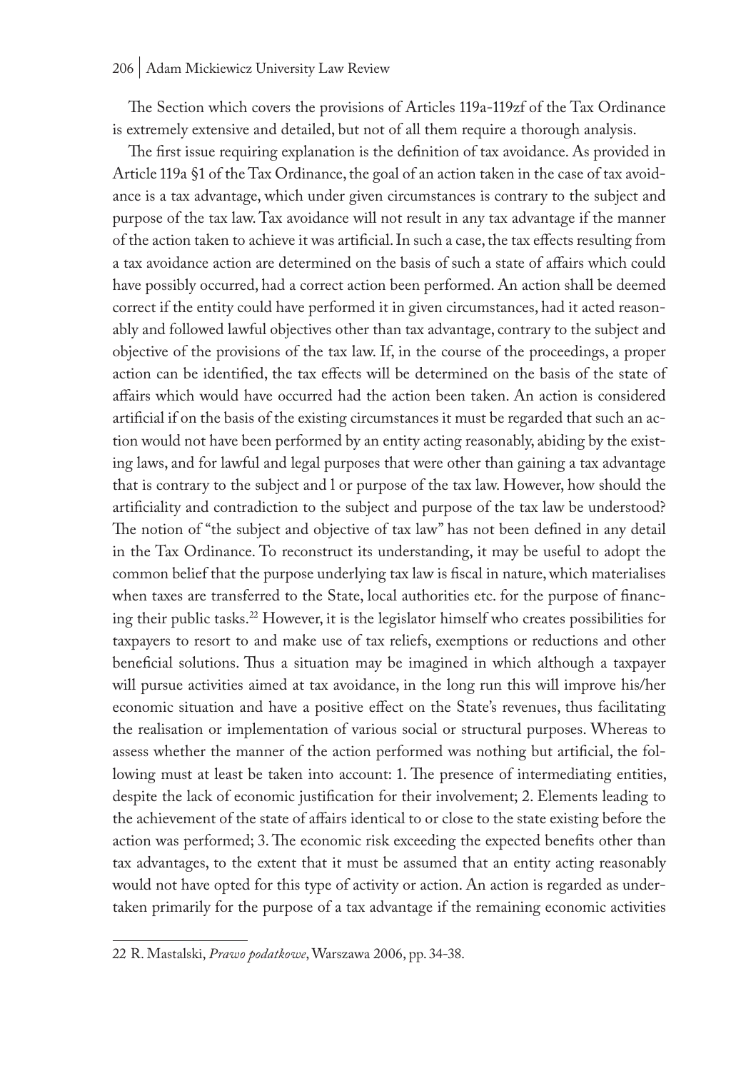The Section which covers the provisions of Articles 119a-119zf of the Tax Ordinance is extremely extensive and detailed, but not of all them require a thorough analysis.

The first issue requiring explanation is the definition of tax avoidance. As provided in Article 119a §1 of the Tax Ordinance, the goal of an action taken in the case of tax avoidance is a tax advantage, which under given circumstances is contrary to the subject and purpose of the tax law. Tax avoidance will not result in any tax advantage if the manner of the action taken to achieve it was artificial. In such a case, the tax effects resulting from a tax avoidance action are determined on the basis of such a state of affairs which could have possibly occurred, had a correct action been performed. An action shall be deemed correct if the entity could have performed it in given circumstances, had it acted reasonably and followed lawful objectives other than tax advantage, contrary to the subject and objective of the provisions of the tax law. If, in the course of the proceedings, a proper action can be identified, the tax effects will be determined on the basis of the state of affairs which would have occurred had the action been taken. An action is considered artificial if on the basis of the existing circumstances it must be regarded that such an action would not have been performed by an entity acting reasonably, abiding by the existing laws, and for lawful and legal purposes that were other than gaining a tax advantage that is contrary to the subject and l or purpose of the tax law. However, how should the artificiality and contradiction to the subject and purpose of the tax law be understood? The notion of "the subject and objective of tax law" has not been defined in any detail in the Tax Ordinance. To reconstruct its understanding, it may be useful to adopt the common belief that the purpose underlying tax law is fiscal in nature, which materialises when taxes are transferred to the State, local authorities etc. for the purpose of financing their public tasks.[22] However, it is the legislator himself who creates possibilities for taxpayers to resort to and make use of tax reliefs, exemptions or reductions and other beneficial solutions. Thus a situation may be imagined in which although a taxpayer will pursue activities aimed at tax avoidance, in the long run this will improve his/her economic situation and have a positive effect on the State's revenues, thus facilitating the realisation or implementation of various social or structural purposes. Whereas to assess whether the manner of the action performed was nothing but artificial, the following must at least be taken into account: 1. The presence of intermediating entities, despite the lack of economic justification for their involvement; 2. Elements leading to the achievement of the state of affairs identical to or close to the state existing before the action was performed; 3. The economic risk exceeding the expected benefits other than tax advantages, to the extent that it must be assumed that an entity acting reasonably would not have opted for this type of activity or action. An action is regarded as undertaken primarily for the purpose of a tax advantage if the remaining economic activities

---

22 R. Mastalski, *Prawo podatkowe*, Warszawa 2006, pp. 34-38.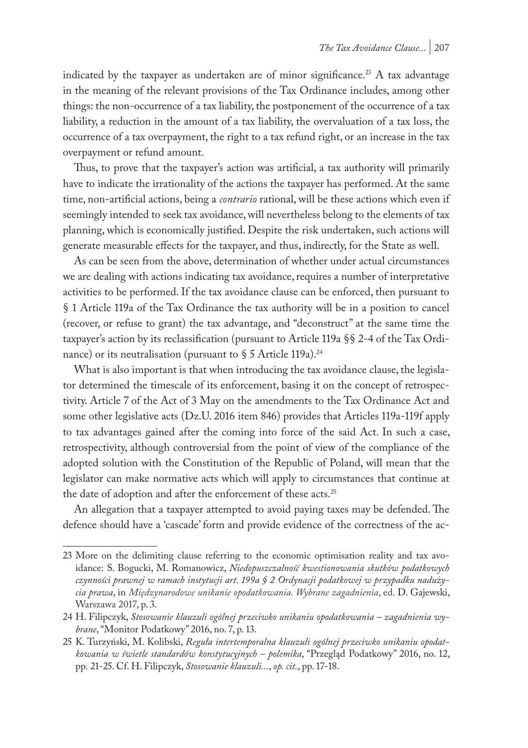indicated by the taxpayer as undertaken are of minor significance.[23] A tax advantage in the meaning of the relevant provisions of the Tax Ordinance includes, among other things: the non-occurrence of a tax liability, the postponement of the occurrence of a tax liability, a reduction in the amount of a tax liability, the overvaluation of a tax loss, the occurrence of a tax overpayment, the right to a tax refund right, or an increase in the tax overpayment or refund amount.

Thus, to prove that the taxpayer's action was artificial, a tax authority will primarily have to indicate the irrationality of the actions the taxpayer has performed. At the same time, non-artificial actions, being a *contrario* rational, will be these actions which even if seemingly intended to seek tax avoidance, will nevertheless belong to the elements of tax planning, which is economically justified. Despite the risk undertaken, such actions will generate measurable effects for the taxpayer, and thus, indirectly, for the State as well.

As can be seen from the above, determination of whether under actual circumstances we are dealing with actions indicating tax avoidance, requires a number of interpretative activities to be performed. If the tax avoidance clause can be enforced, then pursuant to § 1 Article 119a of the Tax Ordinance the tax authority will be in a position to cancel (recover, or refuse to grant) the tax advantage, and "deconstruct" at the same time the taxpayer's action by its reclassification (pursuant to Article 119a §§ 2-4 of the Tax Ordinance) or its neutralisation (pursuant to § 5 Article 119a).[24]

What is also important is that when introducing the tax avoidance clause, the legislator determined the timescale of its enforcement, basing it on the concept of retrospectivity. Article 7 of the Act of 3 May on the amendments to the Tax Ordinance Act and some other legislative acts (Dz.U. 2016 item 846) provides that Articles 119a-119f apply to tax advantages gained after the coming into force of the said Act. In such a case, retrospectivity, although controversial from the point of view of the compliance of the adopted solution with the Constitution of the Republic of Poland, will mean that the legislator can make normative acts which will apply to circumstances that continue at the date of adoption and after the enforcement of these acts.[25]

An allegation that a taxpayer attempted to avoid paying taxes may be defended. The defence should have a 'cascade' form and provide evidence of the correctness of the ac-

---

23 More on the delimiting clause referring to the economic optimisation reality and tax avoidance: S. Bogucki, M. Romanowicz, *Niedopuszczalność kwestionowania skutków podatkowych czynności prawnej w ramach instytucji art. 199a § 2 Ordynacji podatkowej w przypadku nadużycia prawa*, in *Międzynarodowe unikanie opodatkowania. Wybrane zagadnienia*, ed. D. Gajewski, Warszawa 2017, p. 3.

24 H. Filipczyk, *Stosowanie klauzuli ogólnej przeciwko unikaniu opodatkowania – zagadnienia wybrane*, "Monitor Podatkowy" 2016, no. 7, p. 13.

25 K. Turzyński, M. Kolibski, *Reguła intertemporalna klauzuli ogólnej przeciwko unikaniu opodatkowania w świetle standardów konstytucyjnych – polemika*, "Przegląd Podatkowy" 2016, no. 12, pp. 21-25. Cf. H. Filipczyk, *Stosowanie klauzuli...*, *op. cit.*, pp. 17-18.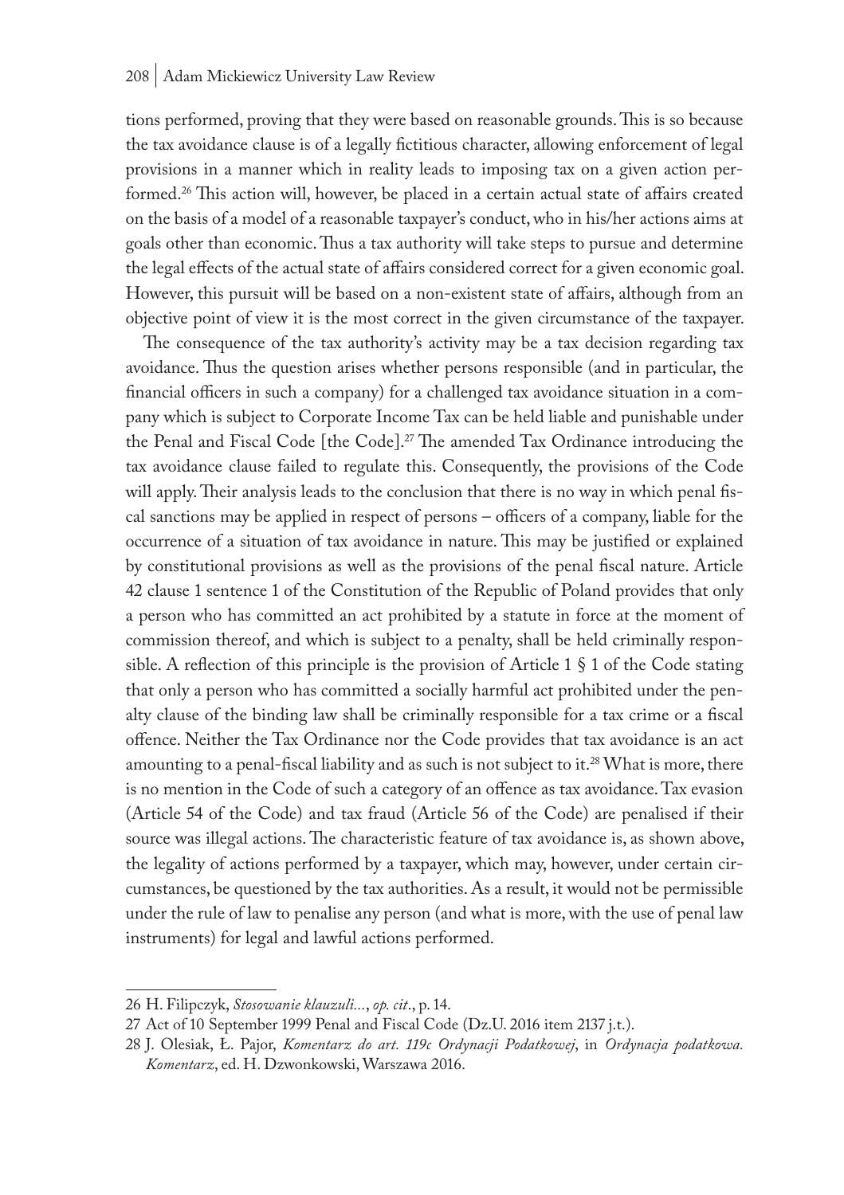tions performed, proving that they were based on reasonable grounds. This is so because the tax avoidance clause is of a legally fictitious character, allowing enforcement of legal provisions in a manner which in reality leads to imposing tax on a given action performed.[26] This action will, however, be placed in a certain actual state of affairs created on the basis of a model of a reasonable taxpayer's conduct, who in his/her actions aims at goals other than economic. Thus a tax authority will take steps to pursue and determine the legal effects of the actual state of affairs considered correct for a given economic goal. However, this pursuit will be based on a non-existent state of affairs, although from an objective point of view it is the most correct in the given circumstance of the taxpayer.

The consequence of the tax authority's activity may be a tax decision regarding tax avoidance. Thus the question arises whether persons responsible (and in particular, the financial officers in such a company) for a challenged tax avoidance situation in a company which is subject to Corporate Income Tax can be held liable and punishable under the Penal and Fiscal Code [the Code].[27] The amended Tax Ordinance introducing the tax avoidance clause failed to regulate this. Consequently, the provisions of the Code will apply. Their analysis leads to the conclusion that there is no way in which penal fiscal sanctions may be applied in respect of persons – officers of a company, liable for the occurrence of a situation of tax avoidance in nature. This may be justified or explained by constitutional provisions as well as the provisions of the penal fiscal nature. Article 42 clause 1 sentence 1 of the Constitution of the Republic of Poland provides that only a person who has committed an act prohibited by a statute in force at the moment of commission thereof, and which is subject to a penalty, shall be held criminally responsible. A reflection of this principle is the provision of Article 1 § 1 of the Code stating that only a person who has committed a socially harmful act prohibited under the penalty clause of the binding law shall be criminally responsible for a tax crime or a fiscal offence. Neither the Tax Ordinance nor the Code provides that tax avoidance is an act amounting to a penal-fiscal liability and as such is not subject to it.[28] What is more, there is no mention in the Code of such a category of an offence as tax avoidance. Tax evasion (Article 54 of the Code) and tax fraud (Article 56 of the Code) are penalised if their source was illegal actions. The characteristic feature of tax avoidance is, as shown above, the legality of actions performed by a taxpayer, which may, however, under certain circumstances, be questioned by the tax authorities. As a result, it would not be permissible under the rule of law to penalise any person (and what is more, with the use of penal law instruments) for legal and lawful actions performed.

---

26 H. Filipczyk, *Stosowanie klauzuli...*, *op. cit*., p. 14.

27 Act of 10 September 1999 Penal and Fiscal Code (Dz.U. 2016 item 2137 j.t.).

28 J. Olesiak, Ł. Pajor, *Komentarz do art. 119c Ordynacji Podatkowej*, in *Ordynacja podatkowa. Komentarz*, ed. H. Dzwonkowski, Warszawa 2016.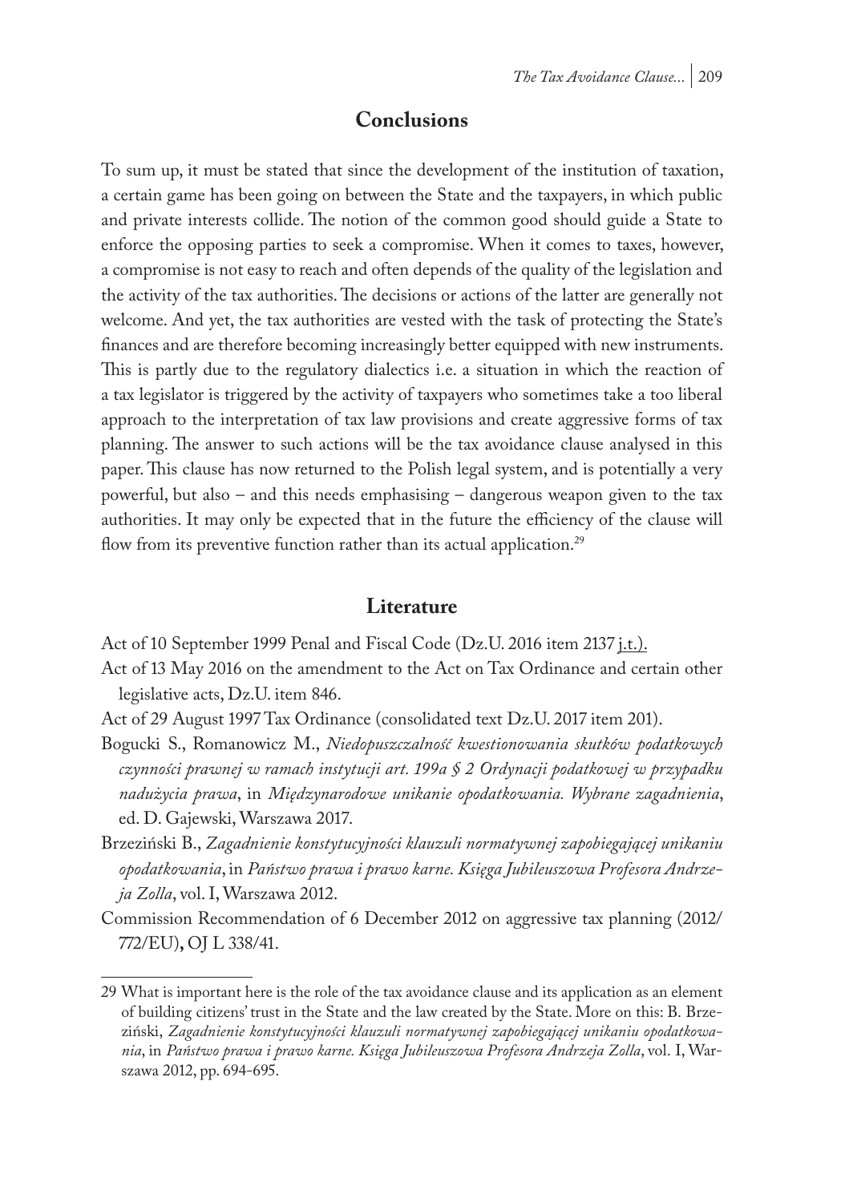## Conclusions

To sum up, it must be stated that since the development of the institution of taxation, a certain game has been going on between the State and the taxpayers, in which public and private interests collide. The notion of the common good should guide a State to enforce the opposing parties to seek a compromise. When it comes to taxes, however, a compromise is not easy to reach and often depends of the quality of the legislation and the activity of the tax authorities. The decisions or actions of the latter are generally not welcome. And yet, the tax authorities are vested with the task of protecting the State's finances and are therefore becoming increasingly better equipped with new instruments. This is partly due to the regulatory dialectics i.e. a situation in which the reaction of a tax legislator is triggered by the activity of taxpayers who sometimes take a too liberal approach to the interpretation of tax law provisions and create aggressive forms of tax planning. The answer to such actions will be the tax avoidance clause analysed in this paper. This clause has now returned to the Polish legal system, and is potentially a very powerful, but also – and this needs emphasising – dangerous weapon given to the tax authorities. It may only be expected that in the future the efficiency of the clause will flow from its preventive function rather than its actual application.[29]

## Literature

Act of 10 September 1999 Penal and Fiscal Code (Dz.U. 2016 item 2137 j.t.).

Act of 13 May 2016 on the amendment to the Act on Tax Ordinance and certain other legislative acts, Dz.U. item 846.

Act of 29 August 1997 Tax Ordinance (consolidated text Dz.U. 2017 item 201).

Bogucki S., Romanowicz M., *Niedopuszczalność kwestionowania skutków podatkowych czynności prawnej w ramach instytucji art. 199a § 2 Ordynacji podatkowej w przypadku nadużycia prawa*, in *Międzynarodowe unikanie opodatkowania. Wybrane zagadnienia*, ed. D. Gajewski, Warszawa 2017.

Brzeziński B., *Zagadnienie konstytucyjności klauzuli normatywnej zapobiegającej unikaniu opodatkowania*, in *Państwo prawa i prawo karne. Księga Jubileuszowa Profesora Andrzeja Zolla*, vol. I, Warszawa 2012.

Commission Recommendation of 6 December 2012 on aggressive tax planning (2012/772/EU), OJ L 338/41.

---

29 What is important here is the role of the tax avoidance clause and its application as an element of building citizens' trust in the State and the law created by the State. More on this: B. Brzeziński, *Zagadnienie konstytucyjności klauzuli normatywnej zapobiegającej unikaniu opodatkowania*, in *Państwo prawa i prawo karne. Księga Jubileuszowa Profesora Andrzeja Zolla*, vol. I, Warszawa 2012, pp. 694-695.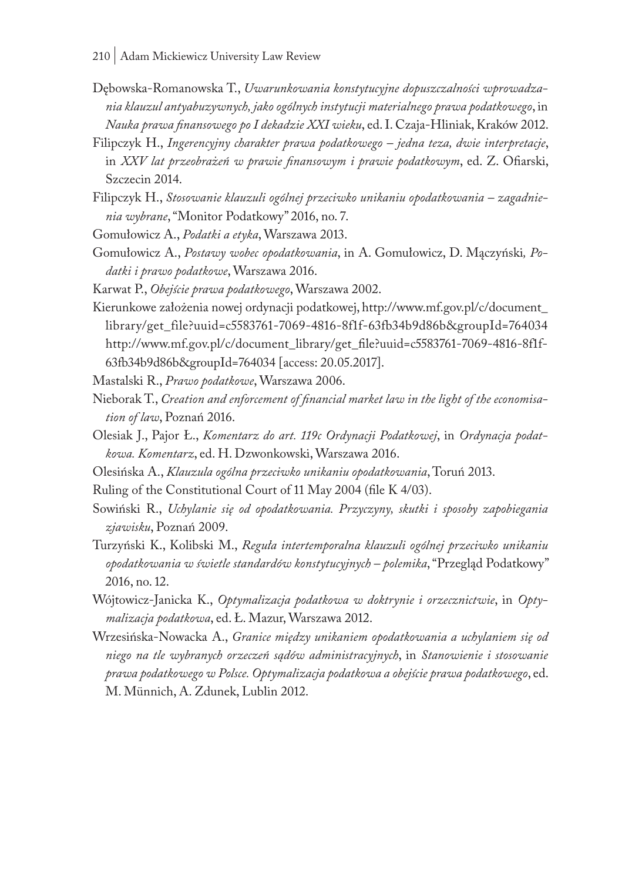Dębowska-Romanowska T., *Uwarunkowania konstytucyjne dopuszczalności wprowadzania klauzul antyabuzywnych, jako ogólnych instytucji materialnego prawa podatkowego*, in *Nauka prawa finansowego po I dekadzie XXI wieku*, ed. I. Czaja-Hliniak, Kraków 2012.

Filipczyk H., *Ingerencyjny charakter prawa podatkowego – jedna teza, dwie interpretacje*, in *XXV lat przeobrażeń w prawie finansowym i prawie podatkowym*, ed. Z. Ofiarski, Szczecin 2014.

Filipczyk H., *Stosowanie klauzuli ogólnej przeciwko unikaniu opodatkowania – zagadnienia wybrane*, "Monitor Podatkowy" 2016, no. 7.

Gomułowicz A., *Podatki a etyka*, Warszawa 2013.

Gomułowicz A., *Postawy wobec opodatkowania*, in A. Gomułowicz, D. Mączyński, *Podatki i prawo podatkowe*, Warszawa 2016.

Karwat P., *Obejście prawa podatkowego*, Warszawa 2002.

Kierunkowe założenia nowej ordynacji podatkowej, http://www.mf.gov.pl/c/document_library/get_file?uuid=c5583761-7069-4816-8f1f-63fb34b9d86b&groupId=764034 http://www.mf.gov.pl/c/document_library/get_file?uuid=c5583761-7069-4816-8f1f-63fb34b9d86b&groupId=764034 [access: 20.05.2017].

Mastalski R., *Prawo podatkowe*, Warszawa 2006.

Nieborak T., *Creation and enforcement of financial market law in the light of the economisation of law*, Poznań 2016.

Olesiak J., Pajor Ł., *Komentarz do art. 119c Ordynacji Podatkowej*, in *Ordynacja podatkowa. Komentarz*, ed. H. Dzwonkowski, Warszawa 2016.

Olesińska A., *Klauzula ogólna przeciwko unikaniu opodatkowania*, Toruń 2013.

Ruling of the Constitutional Court of 11 May 2004 (file K 4/03).

Sowiński R., *Uchylanie się od opodatkowania. Przyczyny, skutki i sposoby zapobiegania zjawisku*, Poznań 2009.

Turzyński K., Kolibski M., *Reguła intertemporalna klauzuli ogólnej przeciwko unikaniu opodatkowania w świetle standardów konstytucyjnych – polemika*, "Przegląd Podatkowy" 2016, no. 12.

Wójtowicz-Janicka K., *Optymalizacja podatkowa w doktrynie i orzecznictwie*, in *Optymalizacja podatkowa*, ed. Ł. Mazur, Warszawa 2012.

Wrzesińska-Nowacka A., *Granice między unikaniem opodatkowania a uchylaniem się od niego na tle wybranych orzeczeń sądów administracyjnych*, in *Stanowienie i stosowanie prawa podatkowego w Polsce. Optymalizacja podatkowa a obejście prawa podatkowego*, ed. M. Münnich, A. Zdunek, Lublin 2012.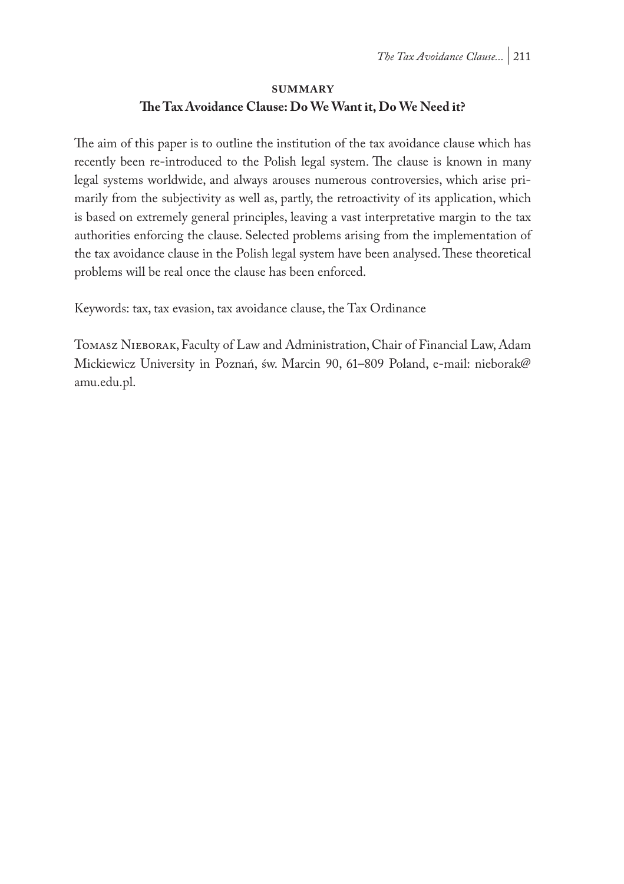## SUMMARY

### The Tax Avoidance Clause: Do We Want it, Do We Need it?

The aim of this paper is to outline the institution of the tax avoidance clause which has recently been re-introduced to the Polish legal system. The clause is known in many legal systems worldwide, and always arouses numerous controversies, which arise primarily from the subjectivity as well as, partly, the retroactivity of its application, which is based on extremely general principles, leaving a vast interpretative margin to the tax authorities enforcing the clause. Selected problems arising from the implementation of the tax avoidance clause in the Polish legal system have been analysed. These theoretical problems will be real once the clause has been enforced.

Keywords: tax, tax evasion, tax avoidance clause, the Tax Ordinance

Tomasz Nieborak, Faculty of Law and Administration, Chair of Financial Law, Adam Mickiewicz University in Poznań, św. Marcin 90, 61–809 Poland, e-mail: nieborak@amu.edu.pl.